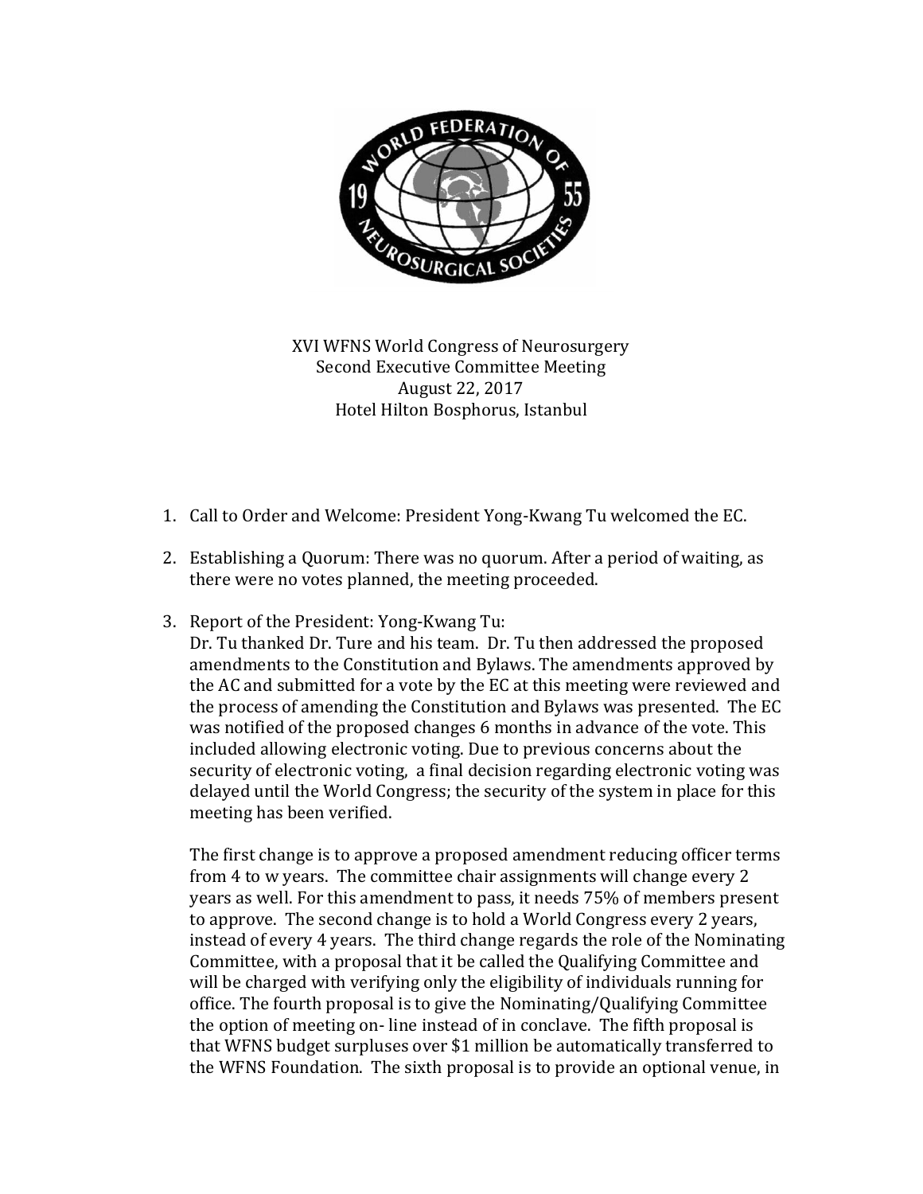XVI WFNS World Congress of Neurosurgery
Second Executive Committee Meeting
August 22, 2017
Hotel Hilton Bosphorus, Istanbul

1. Call to Order and Welcome: President Yong-Kwang Tu welcomed the EC.

2. Establishing a Quorum: There was no quorum. After a period of waiting, as there were no votes planned, the meeting proceeded.

3. Report of the President: Yong-Kwang Tu:
   Dr. Tu thanked Dr. Ture and his team. Dr. Tu then addressed the proposed amendments to the Constitution and Bylaws. The amendments approved by the AC and submitted for a vote by the EC at this meeting were reviewed and the process of amending the Constitution and Bylaws was presented. The EC was notified of the proposed changes 6 months in advance of the vote. This included allowing electronic voting. Due to previous concerns about the security of electronic voting, a final decision regarding electronic voting was delayed until the World Congress; the security of the system in place for this meeting has been verified.

   The first change is to approve a proposed amendment reducing officer terms from 4 to w years. The committee chair assignments will change every 2 years as well. For this amendment to pass, it needs 75% of members present to approve. The second change is to hold a World Congress every 2 years, instead of every 4 years. The third change regards the role of the Nominating Committee, with a proposal that it be called the Qualifying Committee and will be charged with verifying only the eligibility of individuals running for office. The fourth proposal is to give the Nominating/Qualifying Committee the option of meeting on- line instead of in conclave. The fifth proposal is that WFNS budget surpluses over $1 million be automatically transferred to the WFNS Foundation. The sixth proposal is to provide an optional venue, in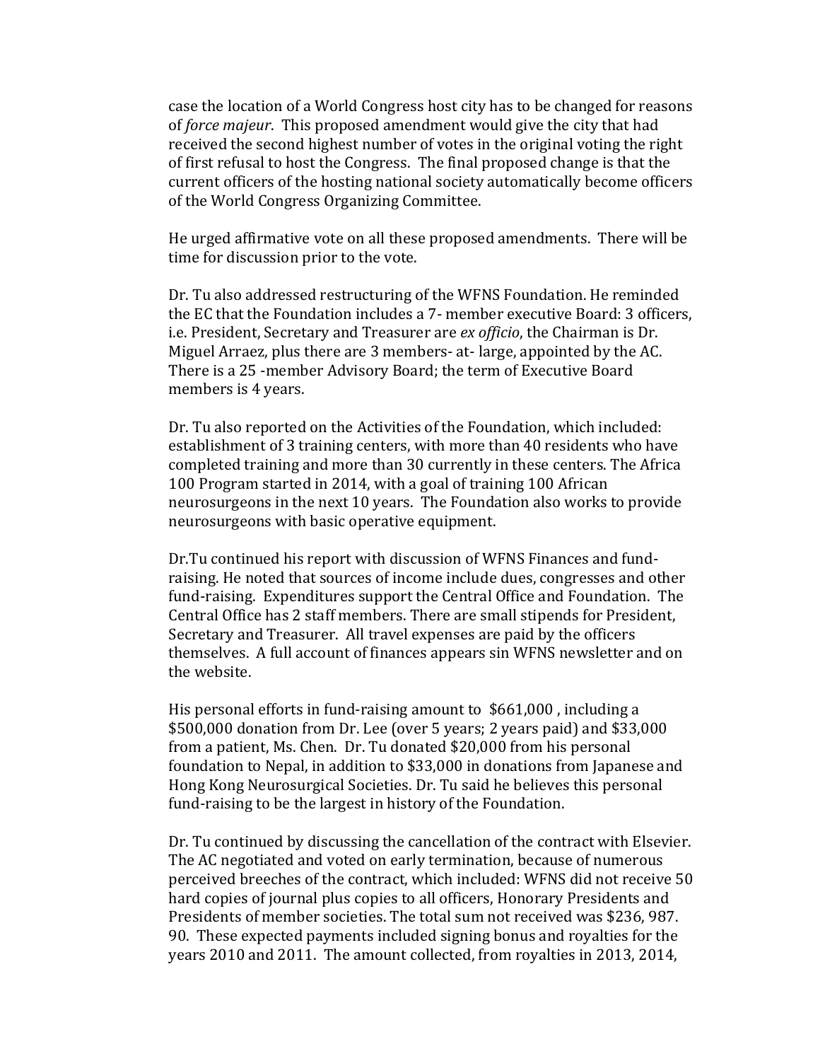case the location of a World Congress host city has to be changed for reasons of *force majeur*. This proposed amendment would give the city that had received the second highest number of votes in the original voting the right of first refusal to host the Congress. The final proposed change is that the current officers of the hosting national society automatically become officers of the World Congress Organizing Committee.

He urged affirmative vote on all these proposed amendments. There will be time for discussion prior to the vote.

Dr. Tu also addressed restructuring of the WFNS Foundation. He reminded the EC that the Foundation includes a 7- member executive Board: 3 officers, i.e. President, Secretary and Treasurer are *ex officio*, the Chairman is Dr. Miguel Arraez, plus there are 3 members- at- large, appointed by the AC. There is a 25 -member Advisory Board; the term of Executive Board members is 4 years.

Dr. Tu also reported on the Activities of the Foundation, which included: establishment of 3 training centers, with more than 40 residents who have completed training and more than 30 currently in these centers. The Africa 100 Program started in 2014, with a goal of training 100 African neurosurgeons in the next 10 years. The Foundation also works to provide neurosurgeons with basic operative equipment.

Dr.Tu continued his report with discussion of WFNS Finances and fund-raising. He noted that sources of income include dues, congresses and other fund-raising. Expenditures support the Central Office and Foundation. The Central Office has 2 staff members. There are small stipends for President, Secretary and Treasurer. All travel expenses are paid by the officers themselves. A full account of finances appears sin WFNS newsletter and on the website.

His personal efforts in fund-raising amount to $661,000 , including a $500,000 donation from Dr. Lee (over 5 years; 2 years paid) and $33,000 from a patient, Ms. Chen. Dr. Tu donated $20,000 from his personal foundation to Nepal, in addition to $33,000 in donations from Japanese and Hong Kong Neurosurgical Societies. Dr. Tu said he believes this personal fund-raising to be the largest in history of the Foundation.

Dr. Tu continued by discussing the cancellation of the contract with Elsevier. The AC negotiated and voted on early termination, because of numerous perceived breeches of the contract, which included: WFNS did not receive 50 hard copies of journal plus copies to all officers, Honorary Presidents and Presidents of member societies. The total sum not received was $236, 987. 90. These expected payments included signing bonus and royalties for the years 2010 and 2011. The amount collected, from royalties in 2013, 2014,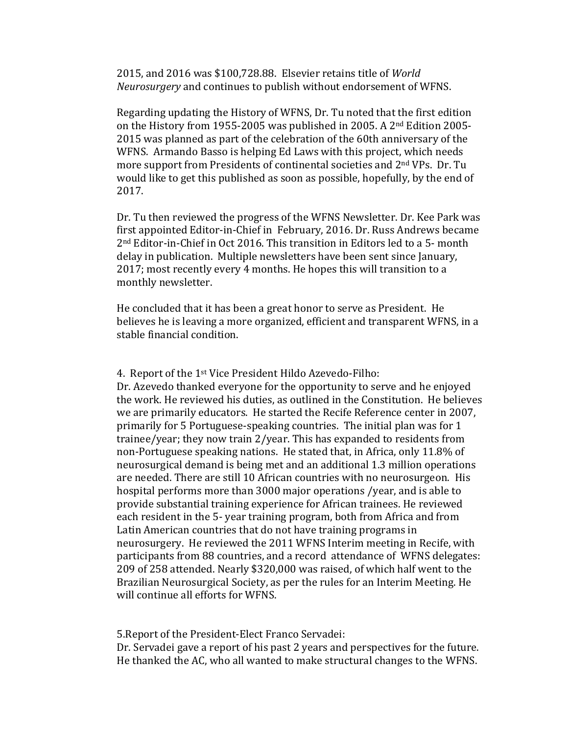2015, and 2016 was $100,728.88. Elsevier retains title of *World Neurosurgery* and continues to publish without endorsement of WFNS.

Regarding updating the History of WFNS, Dr. Tu noted that the first edition on the History from 1955-2005 was published in 2005. A 2nd Edition 2005-2015 was planned as part of the celebration of the 60th anniversary of the WFNS. Armando Basso is helping Ed Laws with this project, which needs more support from Presidents of continental societies and 2nd VPs. Dr. Tu would like to get this published as soon as possible, hopefully, by the end of 2017.

Dr. Tu then reviewed the progress of the WFNS Newsletter. Dr. Kee Park was first appointed Editor-in-Chief in February, 2016. Dr. Russ Andrews became 2nd Editor-in-Chief in Oct 2016. This transition in Editors led to a 5- month delay in publication. Multiple newsletters have been sent since January, 2017; most recently every 4 months. He hopes this will transition to a monthly newsletter.

He concluded that it has been a great honor to serve as President. He believes he is leaving a more organized, efficient and transparent WFNS, in a stable financial condition.

4. Report of the 1st Vice President Hildo Azevedo-Filho:
Dr. Azevedo thanked everyone for the opportunity to serve and he enjoyed the work. He reviewed his duties, as outlined in the Constitution. He believes we are primarily educators. He started the Recife Reference center in 2007, primarily for 5 Portuguese-speaking countries. The initial plan was for 1 trainee/year; they now train 2/year. This has expanded to residents from non-Portuguese speaking nations. He stated that, in Africa, only 11.8% of neurosurgical demand is being met and an additional 1.3 million operations are needed. There are still 10 African countries with no neurosurgeon. His hospital performs more than 3000 major operations /year, and is able to provide substantial training experience for African trainees. He reviewed each resident in the 5- year training program, both from Africa and from Latin American countries that do not have training programs in neurosurgery. He reviewed the 2011 WFNS Interim meeting in Recife, with participants from 88 countries, and a record attendance of WFNS delegates: 209 of 258 attended. Nearly $320,000 was raised, of which half went to the Brazilian Neurosurgical Society, as per the rules for an Interim Meeting. He will continue all efforts for WFNS.

5.Report of the President-Elect Franco Servadei:
Dr. Servadei gave a report of his past 2 years and perspectives for the future. He thanked the AC, who all wanted to make structural changes to the WFNS.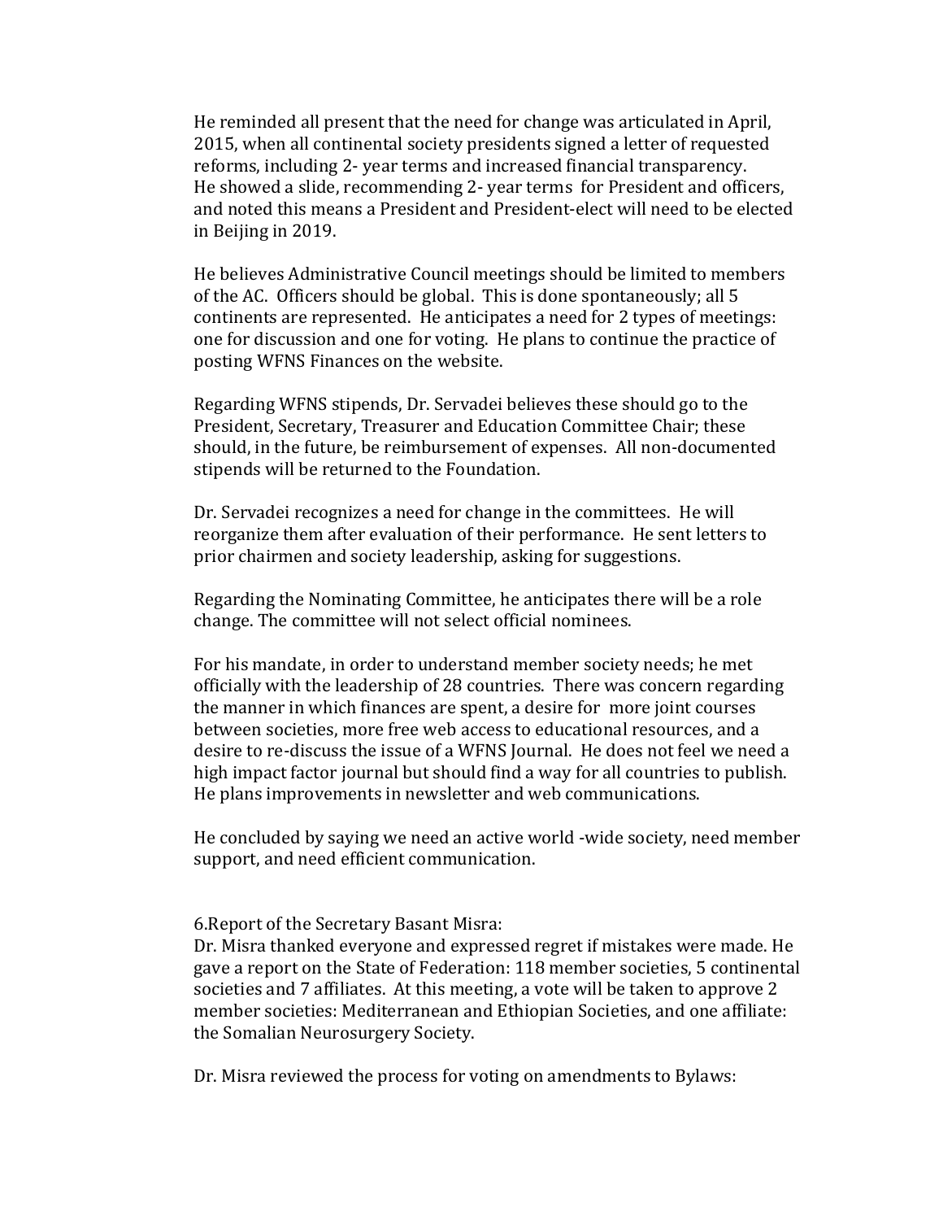He reminded all present that the need for change was articulated in April, 2015, when all continental society presidents signed a letter of requested reforms, including 2- year terms and increased financial transparency. He showed a slide, recommending 2- year terms for President and officers, and noted this means a President and President-elect will need to be elected in Beijing in 2019.

He believes Administrative Council meetings should be limited to members of the AC. Officers should be global. This is done spontaneously; all 5 continents are represented. He anticipates a need for 2 types of meetings: one for discussion and one for voting. He plans to continue the practice of posting WFNS Finances on the website.

Regarding WFNS stipends, Dr. Servadei believes these should go to the President, Secretary, Treasurer and Education Committee Chair; these should, in the future, be reimbursement of expenses. All non-documented stipends will be returned to the Foundation.

Dr. Servadei recognizes a need for change in the committees. He will reorganize them after evaluation of their performance. He sent letters to prior chairmen and society leadership, asking for suggestions.

Regarding the Nominating Committee, he anticipates there will be a role change. The committee will not select official nominees.

For his mandate, in order to understand member society needs; he met officially with the leadership of 28 countries. There was concern regarding the manner in which finances are spent, a desire for more joint courses between societies, more free web access to educational resources, and a desire to re-discuss the issue of a WFNS Journal. He does not feel we need a high impact factor journal but should find a way for all countries to publish. He plans improvements in newsletter and web communications.

He concluded by saying we need an active world -wide society, need member support, and need efficient communication.

6.Report of the Secretary Basant Misra:

Dr. Misra thanked everyone and expressed regret if mistakes were made. He gave a report on the State of Federation: 118 member societies, 5 continental societies and 7 affiliates. At this meeting, a vote will be taken to approve 2 member societies: Mediterranean and Ethiopian Societies, and one affiliate: the Somalian Neurosurgery Society.

Dr. Misra reviewed the process for voting on amendments to Bylaws: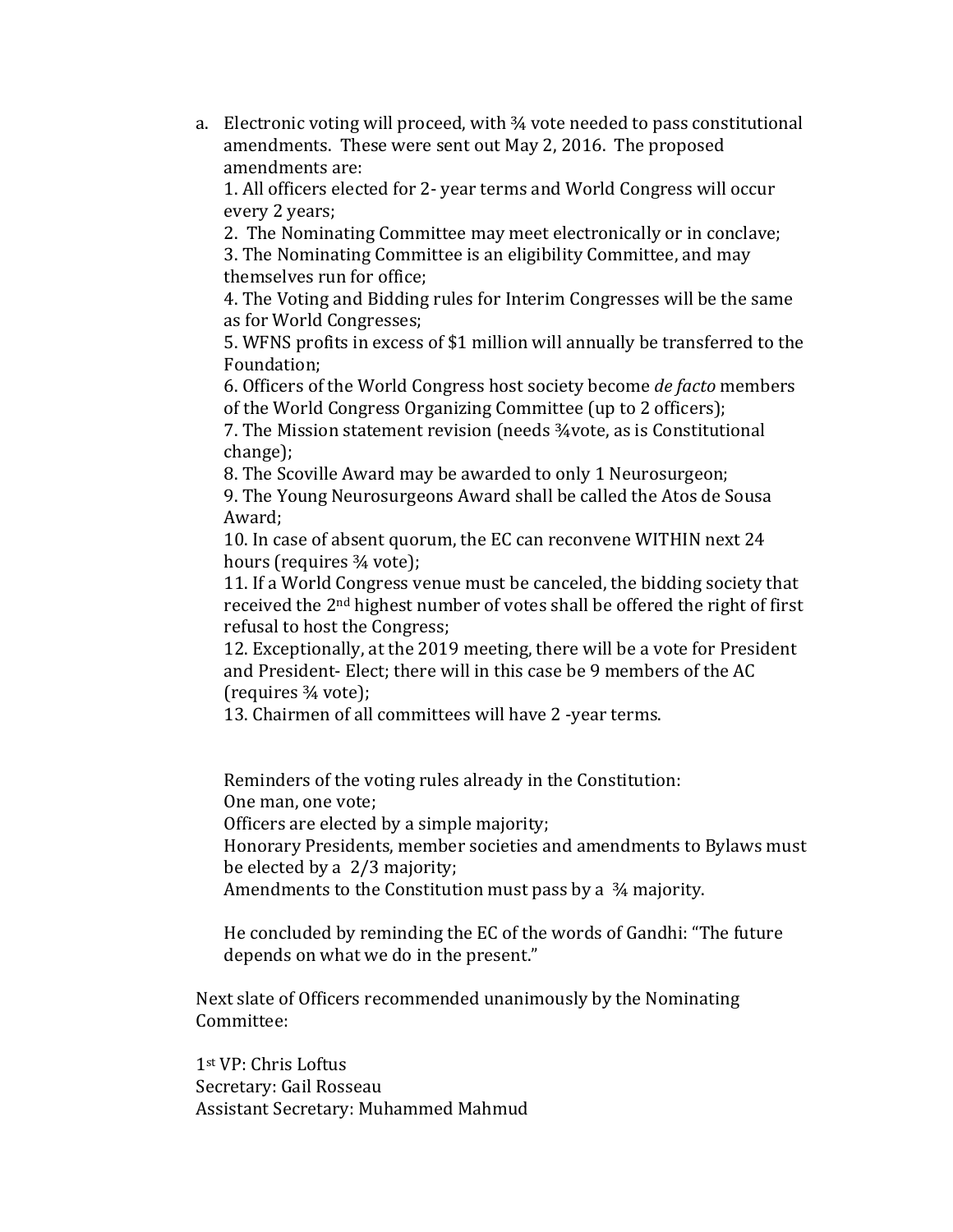a. Electronic voting will proceed, with ¾ vote needed to pass constitutional amendments. These were sent out May 2, 2016. The proposed amendments are:
   1. All officers elected for 2- year terms and World Congress will occur every 2 years;
   2. The Nominating Committee may meet electronically or in conclave;
   3. The Nominating Committee is an eligibility Committee, and may themselves run for office;
   4. The Voting and Bidding rules for Interim Congresses will be the same as for World Congresses;
   5. WFNS profits in excess of $1 million will annually be transferred to the Foundation;
   6. Officers of the World Congress host society become *de facto* members of the World Congress Organizing Committee (up to 2 officers);
   7. The Mission statement revision (needs ¾vote, as is Constitutional change);
   8. The Scoville Award may be awarded to only 1 Neurosurgeon;
   9. The Young Neurosurgeons Award shall be called the Atos de Sousa Award;
   10. In case of absent quorum, the EC can reconvene WITHIN next 24 hours (requires ¾ vote);
   11. If a World Congress venue must be canceled, the bidding society that received the 2nd highest number of votes shall be offered the right of first refusal to host the Congress;
   12. Exceptionally, at the 2019 meeting, there will be a vote for President and President- Elect; there will in this case be 9 members of the AC (requires ¾ vote);
   13. Chairmen of all committees will have 2 -year terms.

   Reminders of the voting rules already in the Constitution:
   One man, one vote;
   Officers are elected by a simple majority;
   Honorary Presidents, member societies and amendments to Bylaws must be elected by a 2/3 majority;
   Amendments to the Constitution must pass by a ¾ majority.

   He concluded by reminding the EC of the words of Gandhi: "The future depends on what we do in the present."

Next slate of Officers recommended unanimously by the Nominating Committee:

1st VP: Chris Loftus
Secretary: Gail Rosseau
Assistant Secretary: Muhammed Mahmud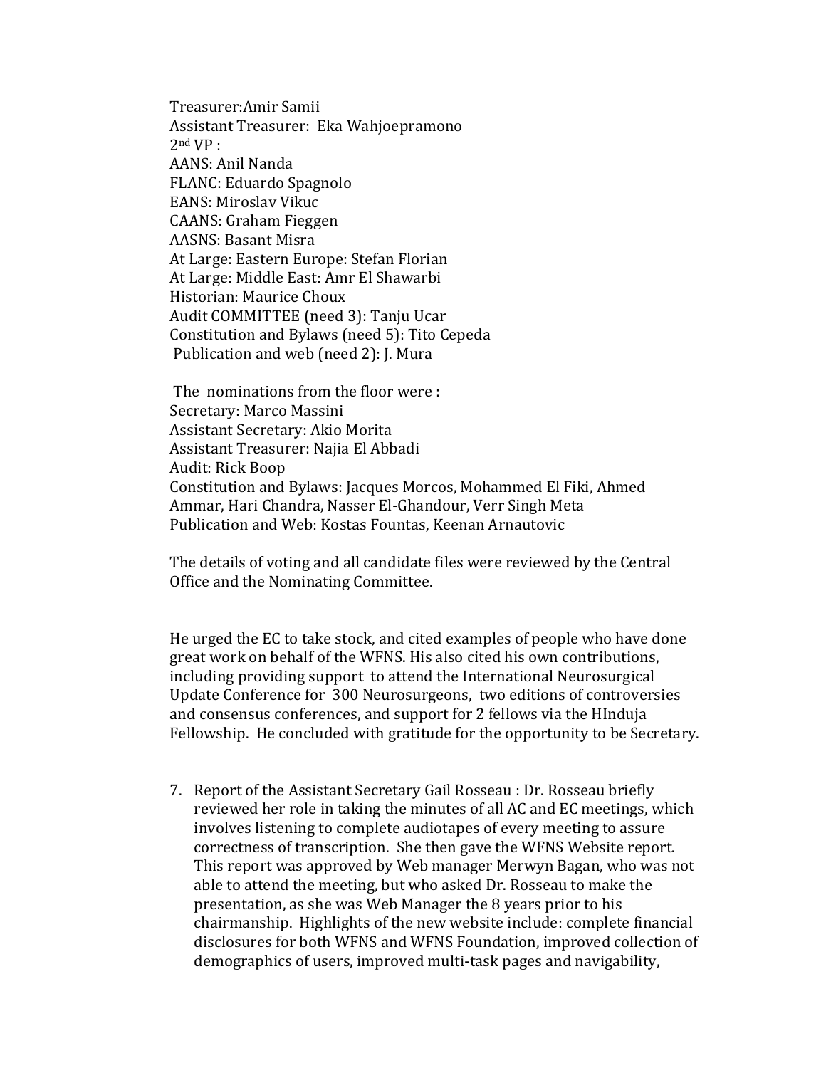Treasurer:Amir Samii
Assistant Treasurer: Eka Wahjoepramono
2nd VP :
AANS: Anil Nanda
FLANC: Eduardo Spagnolo
EANS: Miroslav Vikuc
CAANS: Graham Fieggen
AASNS: Basant Misra
At Large: Eastern Europe: Stefan Florian
At Large: Middle East: Amr El Shawarbi
Historian: Maurice Choux
Audit COMMITTEE (need 3): Tanju Ucar
Constitution and Bylaws (need 5): Tito Cepeda
Publication and web (need 2): J. Mura

The nominations from the floor were :
Secretary: Marco Massini
Assistant Secretary: Akio Morita
Assistant Treasurer: Najia El Abbadi
Audit: Rick Boop
Constitution and Bylaws: Jacques Morcos, Mohammed El Fiki, Ahmed Ammar, Hari Chandra, Nasser El-Ghandour, Verr Singh Meta
Publication and Web: Kostas Fountas, Keenan Arnautovic

The details of voting and all candidate files were reviewed by the Central Office and the Nominating Committee.

He urged the EC to take stock, and cited examples of people who have done great work on behalf of the WFNS. His also cited his own contributions, including providing support to attend the International Neurosurgical Update Conference for 300 Neurosurgeons, two editions of controversies and consensus conferences, and support for 2 fellows via the HInduja Fellowship. He concluded with gratitude for the opportunity to be Secretary.

7. Report of the Assistant Secretary Gail Rosseau : Dr. Rosseau briefly reviewed her role in taking the minutes of all AC and EC meetings, which involves listening to complete audiotapes of every meeting to assure correctness of transcription. She then gave the WFNS Website report. This report was approved by Web manager Merwyn Bagan, who was not able to attend the meeting, but who asked Dr. Rosseau to make the presentation, as she was Web Manager the 8 years prior to his chairmanship. Highlights of the new website include: complete financial disclosures for both WFNS and WFNS Foundation, improved collection of demographics of users, improved multi-task pages and navigability,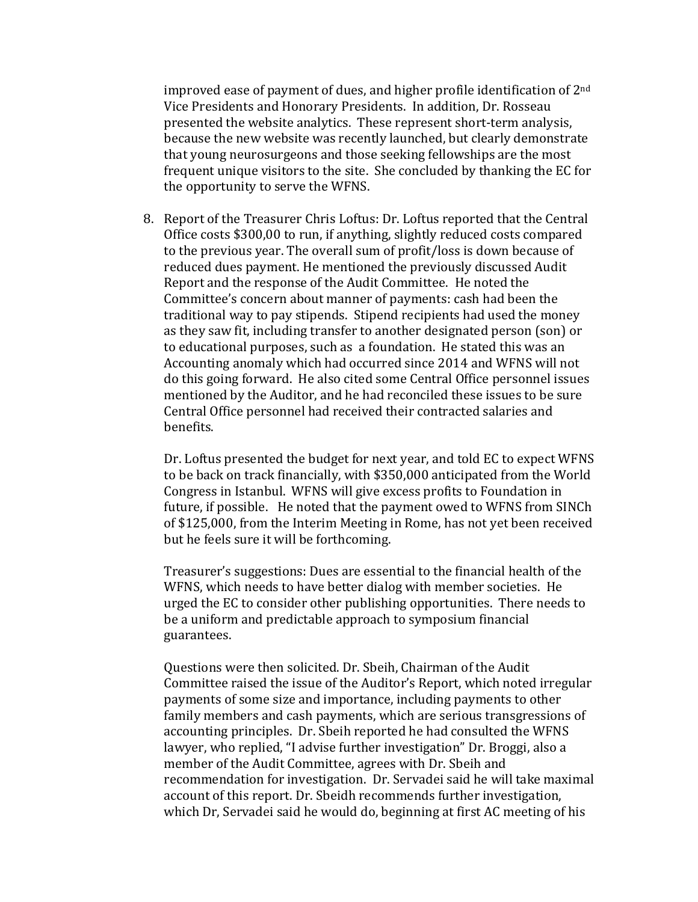improved ease of payment of dues, and higher profile identification of 2nd Vice Presidents and Honorary Presidents. In addition, Dr. Rosseau presented the website analytics. These represent short-term analysis, because the new website was recently launched, but clearly demonstrate that young neurosurgeons and those seeking fellowships are the most frequent unique visitors to the site. She concluded by thanking the EC for the opportunity to serve the WFNS.

8. Report of the Treasurer Chris Loftus: Dr. Loftus reported that the Central Office costs $300,00 to run, if anything, slightly reduced costs compared to the previous year. The overall sum of profit/loss is down because of reduced dues payment. He mentioned the previously discussed Audit Report and the response of the Audit Committee. He noted the Committee's concern about manner of payments: cash had been the traditional way to pay stipends. Stipend recipients had used the money as they saw fit, including transfer to another designated person (son) or to educational purposes, such as a foundation. He stated this was an Accounting anomaly which had occurred since 2014 and WFNS will not do this going forward. He also cited some Central Office personnel issues mentioned by the Auditor, and he had reconciled these issues to be sure Central Office personnel had received their contracted salaries and benefits.

   Dr. Loftus presented the budget for next year, and told EC to expect WFNS to be back on track financially, with $350,000 anticipated from the World Congress in Istanbul. WFNS will give excess profits to Foundation in future, if possible. He noted that the payment owed to WFNS from SINCh of $125,000, from the Interim Meeting in Rome, has not yet been received but he feels sure it will be forthcoming.

   Treasurer's suggestions: Dues are essential to the financial health of the WFNS, which needs to have better dialog with member societies. He urged the EC to consider other publishing opportunities. There needs to be a uniform and predictable approach to symposium financial guarantees.

   Questions were then solicited. Dr. Sbeih, Chairman of the Audit Committee raised the issue of the Auditor's Report, which noted irregular payments of some size and importance, including payments to other family members and cash payments, which are serious transgressions of accounting principles. Dr. Sbeih reported he had consulted the WFNS lawyer, who replied, "I advise further investigation" Dr. Broggi, also a member of the Audit Committee, agrees with Dr. Sbeih and recommendation for investigation. Dr. Servadei said he will take maximal account of this report. Dr. Sbeidh recommends further investigation, which Dr, Servadei said he would do, beginning at first AC meeting of his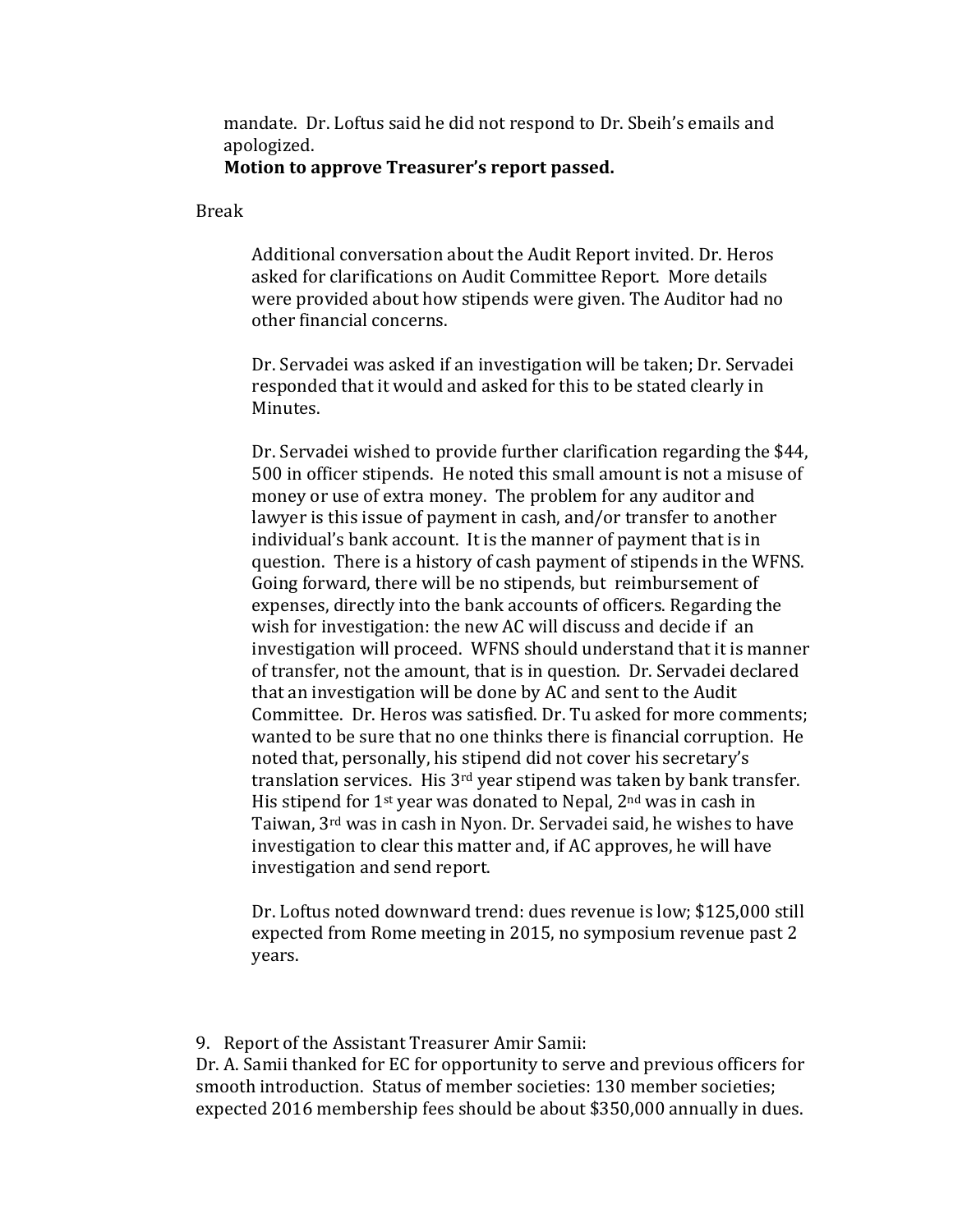mandate. Dr. Loftus said he did not respond to Dr. Sbeih's emails and apologized.

**Motion to approve Treasurer's report passed.**

Break

Additional conversation about the Audit Report invited. Dr. Heros asked for clarifications on Audit Committee Report. More details were provided about how stipends were given. The Auditor had no other financial concerns.

Dr. Servadei was asked if an investigation will be taken; Dr. Servadei responded that it would and asked for this to be stated clearly in Minutes.

Dr. Servadei wished to provide further clarification regarding the $44, 500 in officer stipends. He noted this small amount is not a misuse of money or use of extra money. The problem for any auditor and lawyer is this issue of payment in cash, and/or transfer to another individual's bank account. It is the manner of payment that is in question. There is a history of cash payment of stipends in the WFNS. Going forward, there will be no stipends, but reimbursement of expenses, directly into the bank accounts of officers. Regarding the wish for investigation: the new AC will discuss and decide if an investigation will proceed. WFNS should understand that it is manner of transfer, not the amount, that is in question. Dr. Servadei declared that an investigation will be done by AC and sent to the Audit Committee. Dr. Heros was satisfied. Dr. Tu asked for more comments; wanted to be sure that no one thinks there is financial corruption. He noted that, personally, his stipend did not cover his secretary's translation services. His 3rd year stipend was taken by bank transfer. His stipend for 1st year was donated to Nepal, 2nd was in cash in Taiwan, 3rd was in cash in Nyon. Dr. Servadei said, he wishes to have investigation to clear this matter and, if AC approves, he will have investigation and send report.

Dr. Loftus noted downward trend: dues revenue is low; $125,000 still expected from Rome meeting in 2015, no symposium revenue past 2 years.

9. Report of the Assistant Treasurer Amir Samii:

Dr. A. Samii thanked for EC for opportunity to serve and previous officers for smooth introduction. Status of member societies: 130 member societies; expected 2016 membership fees should be about $350,000 annually in dues.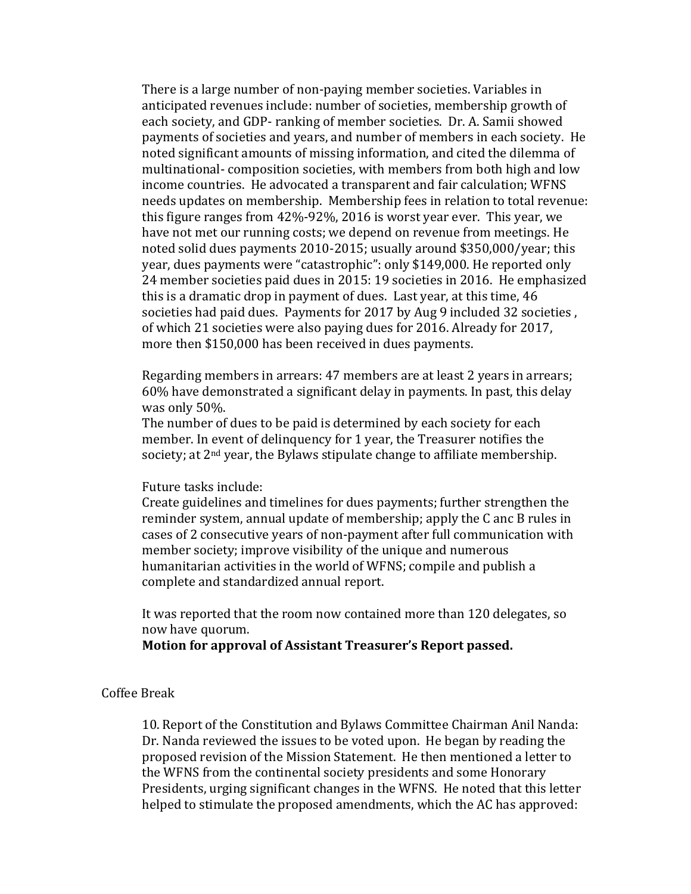There is a large number of non-paying member societies. Variables in anticipated revenues include: number of societies, membership growth of each society, and GDP- ranking of member societies. Dr. A. Samii showed payments of societies and years, and number of members in each society. He noted significant amounts of missing information, and cited the dilemma of multinational- composition societies, with members from both high and low income countries. He advocated a transparent and fair calculation; WFNS needs updates on membership. Membership fees in relation to total revenue: this figure ranges from 42%-92%, 2016 is worst year ever. This year, we have not met our running costs; we depend on revenue from meetings. He noted solid dues payments 2010-2015; usually around $350,000/year; this year, dues payments were "catastrophic": only $149,000. He reported only 24 member societies paid dues in 2015: 19 societies in 2016. He emphasized this is a dramatic drop in payment of dues. Last year, at this time, 46 societies had paid dues. Payments for 2017 by Aug 9 included 32 societies , of which 21 societies were also paying dues for 2016. Already for 2017, more then $150,000 has been received in dues payments.

Regarding members in arrears: 47 members are at least 2 years in arrears; 60% have demonstrated a significant delay in payments. In past, this delay was only 50%.
The number of dues to be paid is determined by each society for each member. In event of delinquency for 1 year, the Treasurer notifies the society; at 2nd year, the Bylaws stipulate change to affiliate membership.

Future tasks include:
Create guidelines and timelines for dues payments; further strengthen the reminder system, annual update of membership; apply the C anc B rules in cases of 2 consecutive years of non-payment after full communication with member society; improve visibility of the unique and numerous humanitarian activities in the world of WFNS; compile and publish a complete and standardized annual report.

It was reported that the room now contained more than 120 delegates, so now have quorum.
**Motion for approval of Assistant Treasurer's Report passed.**

Coffee Break

10. Report of the Constitution and Bylaws Committee Chairman Anil Nanda: Dr. Nanda reviewed the issues to be voted upon. He began by reading the proposed revision of the Mission Statement. He then mentioned a letter to the WFNS from the continental society presidents and some Honorary Presidents, urging significant changes in the WFNS. He noted that this letter helped to stimulate the proposed amendments, which the AC has approved: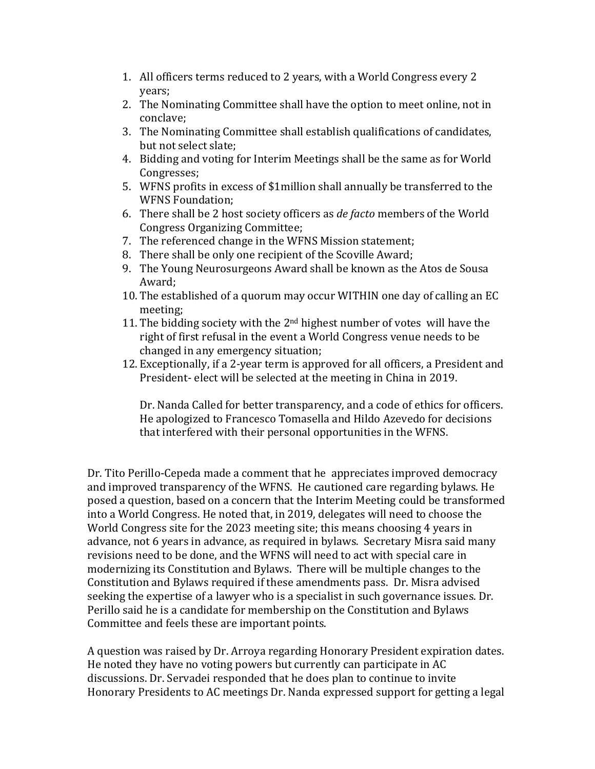1. All officers terms reduced to 2 years, with a World Congress every 2 years;
2. The Nominating Committee shall have the option to meet online, not in conclave;
3. The Nominating Committee shall establish qualifications of candidates, but not select slate;
4. Bidding and voting for Interim Meetings shall be the same as for World Congresses;
5. WFNS profits in excess of $1million shall annually be transferred to the WFNS Foundation;
6. There shall be 2 host society officers as *de facto* members of the World Congress Organizing Committee;
7. The referenced change in the WFNS Mission statement;
8. There shall be only one recipient of the Scoville Award;
9. The Young Neurosurgeons Award shall be known as the Atos de Sousa Award;
10. The established of a quorum may occur WITHIN one day of calling an EC meeting;
11. The bidding society with the 2nd highest number of votes will have the right of first refusal in the event a World Congress venue needs to be changed in any emergency situation;
12. Exceptionally, if a 2-year term is approved for all officers, a President and President- elect will be selected at the meeting in China in 2019.

    Dr. Nanda Called for better transparency, and a code of ethics for officers. He apologized to Francesco Tomasella and Hildo Azevedo for decisions that interfered with their personal opportunities in the WFNS.

Dr. Tito Perillo-Cepeda made a comment that he appreciates improved democracy and improved transparency of the WFNS. He cautioned care regarding bylaws. He posed a question, based on a concern that the Interim Meeting could be transformed into a World Congress. He noted that, in 2019, delegates will need to choose the World Congress site for the 2023 meeting site; this means choosing 4 years in advance, not 6 years in advance, as required in bylaws. Secretary Misra said many revisions need to be done, and the WFNS will need to act with special care in modernizing its Constitution and Bylaws. There will be multiple changes to the Constitution and Bylaws required if these amendments pass. Dr. Misra advised seeking the expertise of a lawyer who is a specialist in such governance issues. Dr. Perillo said he is a candidate for membership on the Constitution and Bylaws Committee and feels these are important points.

A question was raised by Dr. Arroya regarding Honorary President expiration dates. He noted they have no voting powers but currently can participate in AC discussions. Dr. Servadei responded that he does plan to continue to invite Honorary Presidents to AC meetings Dr. Nanda expressed support for getting a legal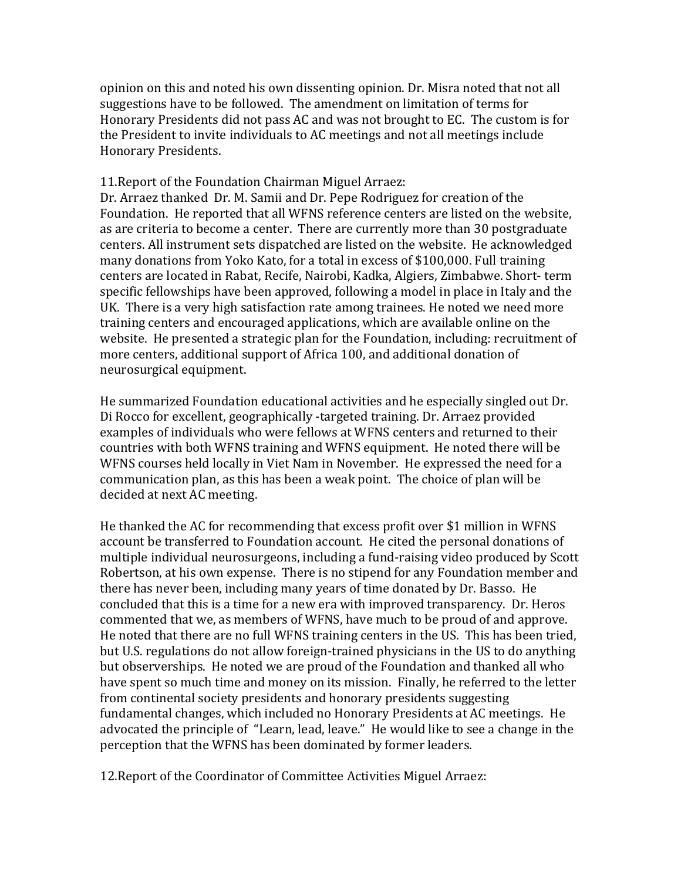opinion on this and noted his own dissenting opinion. Dr. Misra noted that not all suggestions have to be followed. The amendment on limitation of terms for Honorary Presidents did not pass AC and was not brought to EC. The custom is for the President to invite individuals to AC meetings and not all meetings include Honorary Presidents.

11.Report of the Foundation Chairman Miguel Arraez:
Dr. Arraez thanked Dr. M. Samii and Dr. Pepe Rodriguez for creation of the Foundation. He reported that all WFNS reference centers are listed on the website, as are criteria to become a center. There are currently more than 30 postgraduate centers. All instrument sets dispatched are listed on the website. He acknowledged many donations from Yoko Kato, for a total in excess of $100,000. Full training centers are located in Rabat, Recife, Nairobi, Kadka, Algiers, Zimbabwe. Short- term specific fellowships have been approved, following a model in place in Italy and the UK. There is a very high satisfaction rate among trainees. He noted we need more training centers and encouraged applications, which are available online on the website. He presented a strategic plan for the Foundation, including: recruitment of more centers, additional support of Africa 100, and additional donation of neurosurgical equipment.

He summarized Foundation educational activities and he especially singled out Dr. Di Rocco for excellent, geographically -targeted training. Dr. Arraez provided examples of individuals who were fellows at WFNS centers and returned to their countries with both WFNS training and WFNS equipment. He noted there will be WFNS courses held locally in Viet Nam in November. He expressed the need for a communication plan, as this has been a weak point. The choice of plan will be decided at next AC meeting.

He thanked the AC for recommending that excess profit over $1 million in WFNS account be transferred to Foundation account. He cited the personal donations of multiple individual neurosurgeons, including a fund-raising video produced by Scott Robertson, at his own expense. There is no stipend for any Foundation member and there has never been, including many years of time donated by Dr. Basso. He concluded that this is a time for a new era with improved transparency. Dr. Heros commented that we, as members of WFNS, have much to be proud of and approve. He noted that there are no full WFNS training centers in the US. This has been tried, but U.S. regulations do not allow foreign-trained physicians in the US to do anything but observerships. He noted we are proud of the Foundation and thanked all who have spent so much time and money on its mission. Finally, he referred to the letter from continental society presidents and honorary presidents suggesting fundamental changes, which included no Honorary Presidents at AC meetings. He advocated the principle of "Learn, lead, leave." He would like to see a change in the perception that the WFNS has been dominated by former leaders.

12.Report of the Coordinator of Committee Activities Miguel Arraez: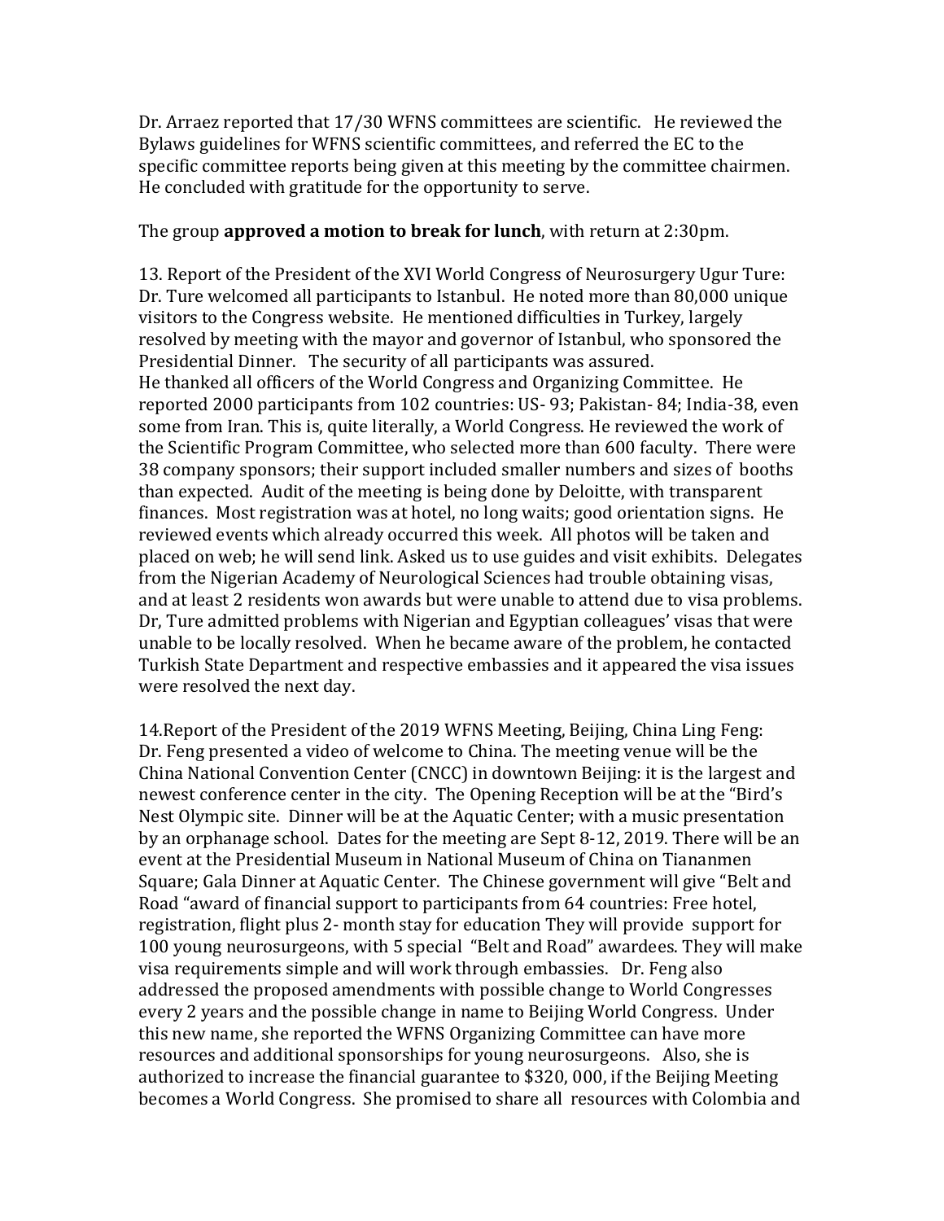Dr. Arraez reported that 17/30 WFNS committees are scientific. He reviewed the Bylaws guidelines for WFNS scientific committees, and referred the EC to the specific committee reports being given at this meeting by the committee chairmen. He concluded with gratitude for the opportunity to serve.

The group **approved a motion to break for lunch**, with return at 2:30pm.

13. Report of the President of the XVI World Congress of Neurosurgery Ugur Ture: Dr. Ture welcomed all participants to Istanbul. He noted more than 80,000 unique visitors to the Congress website. He mentioned difficulties in Turkey, largely resolved by meeting with the mayor and governor of Istanbul, who sponsored the Presidential Dinner. The security of all participants was assured.
He thanked all officers of the World Congress and Organizing Committee. He reported 2000 participants from 102 countries: US- 93; Pakistan- 84; India-38, even some from Iran. This is, quite literally, a World Congress. He reviewed the work of the Scientific Program Committee, who selected more than 600 faculty. There were 38 company sponsors; their support included smaller numbers and sizes of booths than expected. Audit of the meeting is being done by Deloitte, with transparent finances. Most registration was at hotel, no long waits; good orientation signs. He reviewed events which already occurred this week. All photos will be taken and placed on web; he will send link. Asked us to use guides and visit exhibits. Delegates from the Nigerian Academy of Neurological Sciences had trouble obtaining visas, and at least 2 residents won awards but were unable to attend due to visa problems. Dr, Ture admitted problems with Nigerian and Egyptian colleagues' visas that were unable to be locally resolved. When he became aware of the problem, he contacted Turkish State Department and respective embassies and it appeared the visa issues were resolved the next day.

14.Report of the President of the 2019 WFNS Meeting, Beijing, China Ling Feng: Dr. Feng presented a video of welcome to China. The meeting venue will be the China National Convention Center (CNCC) in downtown Beijing: it is the largest and newest conference center in the city. The Opening Reception will be at the "Bird's Nest Olympic site. Dinner will be at the Aquatic Center; with a music presentation by an orphanage school. Dates for the meeting are Sept 8-12, 2019. There will be an event at the Presidential Museum in National Museum of China on Tiananmen Square; Gala Dinner at Aquatic Center. The Chinese government will give "Belt and Road "award of financial support to participants from 64 countries: Free hotel, registration, flight plus 2- month stay for education They will provide support for 100 young neurosurgeons, with 5 special "Belt and Road" awardees. They will make visa requirements simple and will work through embassies. Dr. Feng also addressed the proposed amendments with possible change to World Congresses every 2 years and the possible change in name to Beijing World Congress. Under this new name, she reported the WFNS Organizing Committee can have more resources and additional sponsorships for young neurosurgeons. Also, she is authorized to increase the financial guarantee to $320, 000, if the Beijing Meeting becomes a World Congress. She promised to share all resources with Colombia and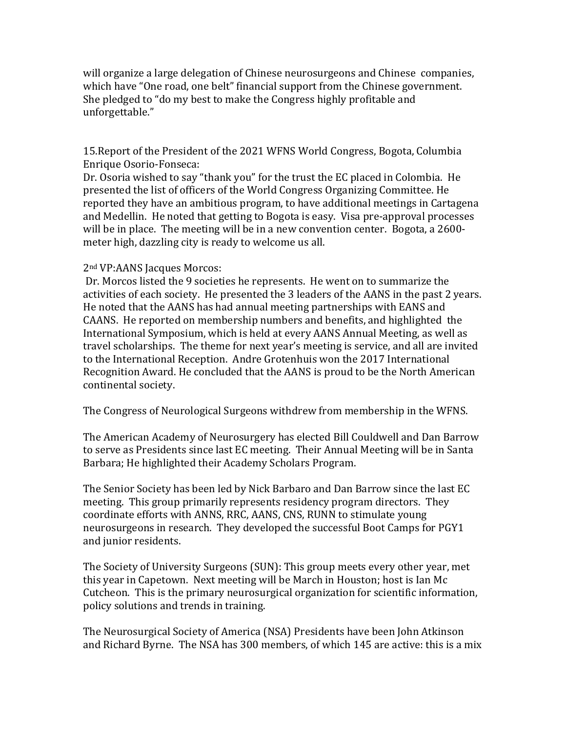will organize a large delegation of Chinese neurosurgeons and Chinese companies, which have "One road, one belt" financial support from the Chinese government. She pledged to "do my best to make the Congress highly profitable and unforgettable."

15.Report of the President of the 2021 WFNS World Congress, Bogota, Columbia Enrique Osorio-Fonseca:

Dr. Osoria wished to say "thank you" for the trust the EC placed in Colombia. He presented the list of officers of the World Congress Organizing Committee. He reported they have an ambitious program, to have additional meetings in Cartagena and Medellin. He noted that getting to Bogota is easy. Visa pre-approval processes will be in place. The meeting will be in a new convention center. Bogota, a 2600-meter high, dazzling city is ready to welcome us all.

2nd VP:AANS Jacques Morcos:

Dr. Morcos listed the 9 societies he represents. He went on to summarize the activities of each society. He presented the 3 leaders of the AANS in the past 2 years. He noted that the AANS has had annual meeting partnerships with EANS and CAANS. He reported on membership numbers and benefits, and highlighted the International Symposium, which is held at every AANS Annual Meeting, as well as travel scholarships. The theme for next year's meeting is service, and all are invited to the International Reception. Andre Grotenhuis won the 2017 International Recognition Award. He concluded that the AANS is proud to be the North American continental society.

The Congress of Neurological Surgeons withdrew from membership in the WFNS.

The American Academy of Neurosurgery has elected Bill Couldwell and Dan Barrow to serve as Presidents since last EC meeting. Their Annual Meeting will be in Santa Barbara; He highlighted their Academy Scholars Program.

The Senior Society has been led by Nick Barbaro and Dan Barrow since the last EC meeting. This group primarily represents residency program directors. They coordinate efforts with ANNS, RRC, AANS, CNS, RUNN to stimulate young neurosurgeons in research. They developed the successful Boot Camps for PGY1 and junior residents.

The Society of University Surgeons (SUN): This group meets every other year, met this year in Capetown. Next meeting will be March in Houston; host is Ian Mc Cutcheon. This is the primary neurosurgical organization for scientific information, policy solutions and trends in training.

The Neurosurgical Society of America (NSA) Presidents have been John Atkinson and Richard Byrne. The NSA has 300 members, of which 145 are active: this is a mix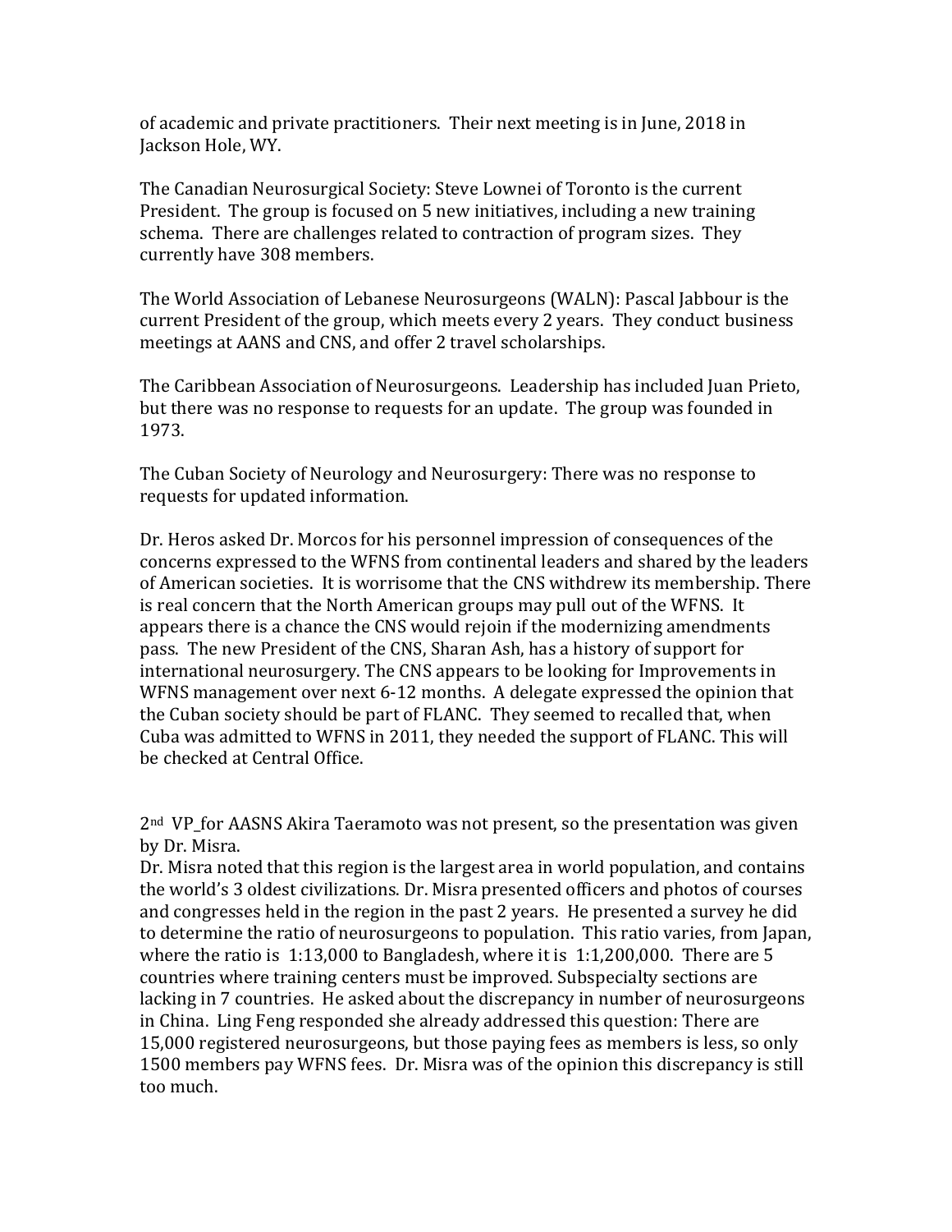of academic and private practitioners. Their next meeting is in June, 2018 in Jackson Hole, WY.

The Canadian Neurosurgical Society: Steve Lownei of Toronto is the current President. The group is focused on 5 new initiatives, including a new training schema. There are challenges related to contraction of program sizes. They currently have 308 members.

The World Association of Lebanese Neurosurgeons (WALN): Pascal Jabbour is the current President of the group, which meets every 2 years. They conduct business meetings at AANS and CNS, and offer 2 travel scholarships.

The Caribbean Association of Neurosurgeons. Leadership has included Juan Prieto, but there was no response to requests for an update. The group was founded in 1973.

The Cuban Society of Neurology and Neurosurgery: There was no response to requests for updated information.

Dr. Heros asked Dr. Morcos for his personnel impression of consequences of the concerns expressed to the WFNS from continental leaders and shared by the leaders of American societies. It is worrisome that the CNS withdrew its membership. There is real concern that the North American groups may pull out of the WFNS. It appears there is a chance the CNS would rejoin if the modernizing amendments pass. The new President of the CNS, Sharan Ash, has a history of support for international neurosurgery. The CNS appears to be looking for Improvements in WFNS management over next 6-12 months. A delegate expressed the opinion that the Cuban society should be part of FLANC. They seemed to recalled that, when Cuba was admitted to WFNS in 2011, they needed the support of FLANC. This will be checked at Central Office.

2nd VP_for AASNS Akira Taeramoto was not present, so the presentation was given by Dr. Misra.

Dr. Misra noted that this region is the largest area in world population, and contains the world's 3 oldest civilizations. Dr. Misra presented officers and photos of courses and congresses held in the region in the past 2 years. He presented a survey he did to determine the ratio of neurosurgeons to population. This ratio varies, from Japan, where the ratio is 1:13,000 to Bangladesh, where it is 1:1,200,000. There are 5 countries where training centers must be improved. Subspecialty sections are lacking in 7 countries. He asked about the discrepancy in number of neurosurgeons in China. Ling Feng responded she already addressed this question: There are 15,000 registered neurosurgeons, but those paying fees as members is less, so only 1500 members pay WFNS fees. Dr. Misra was of the opinion this discrepancy is still too much.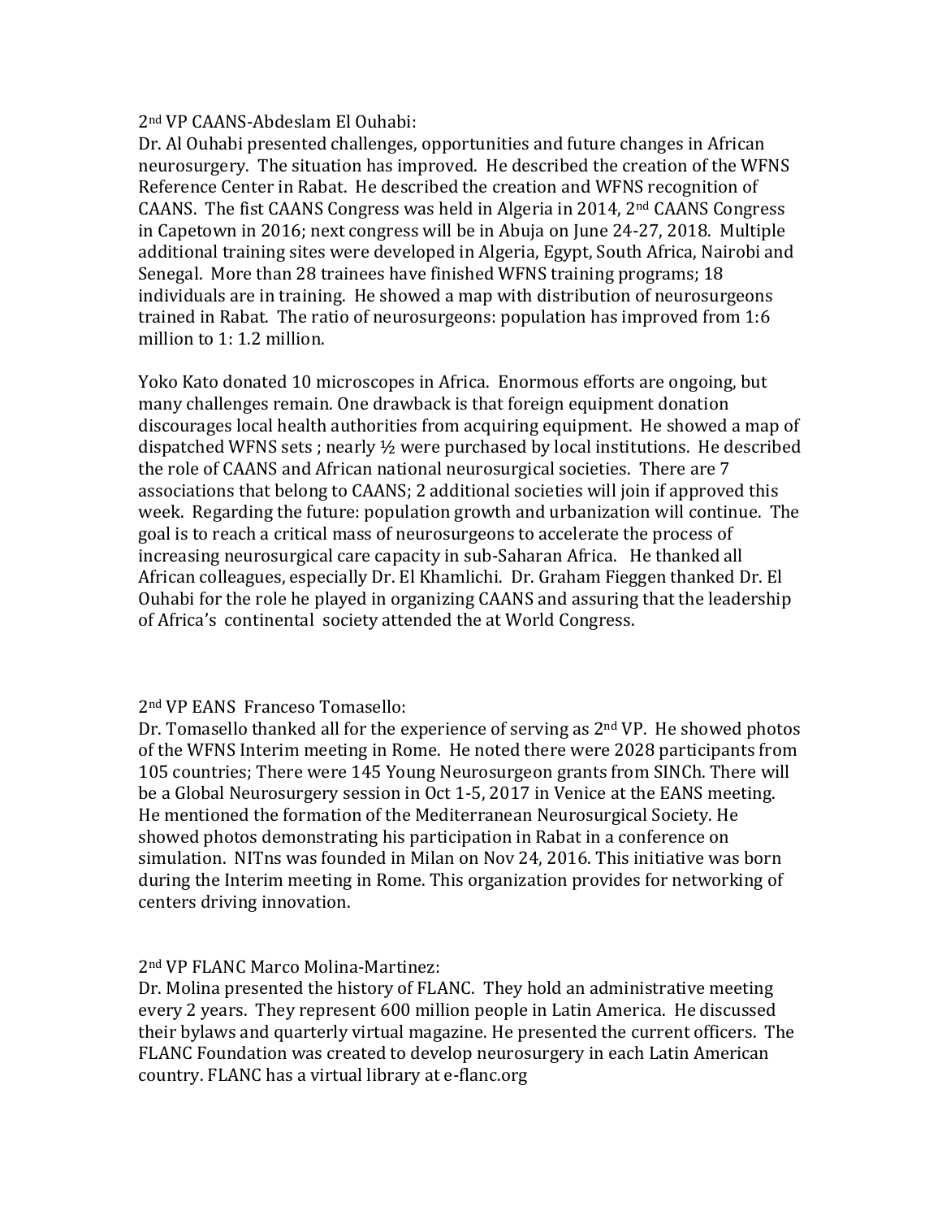2nd VP CAANS-Abdeslam El Ouhabi:

Dr. Al Ouhabi presented challenges, opportunities and future changes in African neurosurgery. The situation has improved. He described the creation of the WFNS Reference Center in Rabat. He described the creation and WFNS recognition of CAANS. The fist CAANS Congress was held in Algeria in 2014, 2nd CAANS Congress in Capetown in 2016; next congress will be in Abuja on June 24-27, 2018. Multiple additional training sites were developed in Algeria, Egypt, South Africa, Nairobi and Senegal. More than 28 trainees have finished WFNS training programs; 18 individuals are in training. He showed a map with distribution of neurosurgeons trained in Rabat. The ratio of neurosurgeons: population has improved from 1:6 million to 1: 1.2 million.

Yoko Kato donated 10 microscopes in Africa. Enormous efforts are ongoing, but many challenges remain. One drawback is that foreign equipment donation discourages local health authorities from acquiring equipment. He showed a map of dispatched WFNS sets ; nearly ½ were purchased by local institutions. He described the role of CAANS and African national neurosurgical societies. There are 7 associations that belong to CAANS; 2 additional societies will join if approved this week. Regarding the future: population growth and urbanization will continue. The goal is to reach a critical mass of neurosurgeons to accelerate the process of increasing neurosurgical care capacity in sub-Saharan Africa. He thanked all African colleagues, especially Dr. El Khamlichi. Dr. Graham Fieggen thanked Dr. El Ouhabi for the role he played in organizing CAANS and assuring that the leadership of Africa's continental society attended the at World Congress.

2nd VP EANS Franceso Tomasello:

Dr. Tomasello thanked all for the experience of serving as 2nd VP. He showed photos of the WFNS Interim meeting in Rome. He noted there were 2028 participants from 105 countries; There were 145 Young Neurosurgeon grants from SINCh. There will be a Global Neurosurgery session in Oct 1-5, 2017 in Venice at the EANS meeting. He mentioned the formation of the Mediterranean Neurosurgical Society. He showed photos demonstrating his participation in Rabat in a conference on simulation. NITns was founded in Milan on Nov 24, 2016. This initiative was born during the Interim meeting in Rome. This organization provides for networking of centers driving innovation.

2nd VP FLANC Marco Molina-Martinez:

Dr. Molina presented the history of FLANC. They hold an administrative meeting every 2 years. They represent 600 million people in Latin America. He discussed their bylaws and quarterly virtual magazine. He presented the current officers. The FLANC Foundation was created to develop neurosurgery in each Latin American country. FLANC has a virtual library at e-flanc.org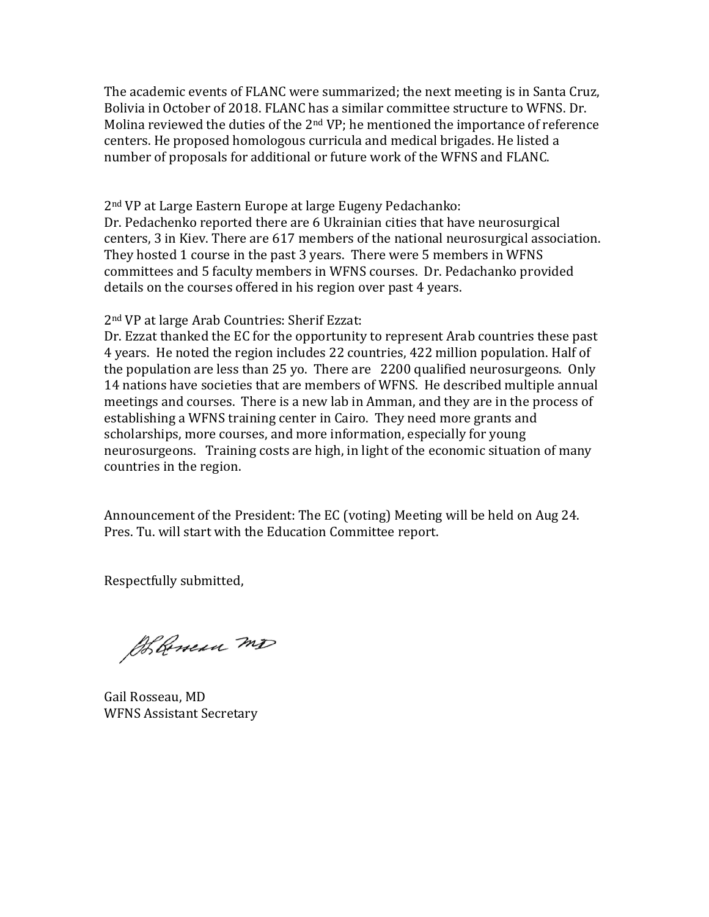The academic events of FLANC were summarized; the next meeting is in Santa Cruz, Bolivia in October of 2018. FLANC has a similar committee structure to WFNS. Dr. Molina reviewed the duties of the 2nd VP; he mentioned the importance of reference centers. He proposed homologous curricula and medical brigades. He listed a number of proposals for additional or future work of the WFNS and FLANC.

2nd VP at Large Eastern Europe at large Eugeny Pedachanko:
Dr. Pedachenko reported there are 6 Ukrainian cities that have neurosurgical centers, 3 in Kiev. There are 617 members of the national neurosurgical association. They hosted 1 course in the past 3 years. There were 5 members in WFNS committees and 5 faculty members in WFNS courses. Dr. Pedachanko provided details on the courses offered in his region over past 4 years.

2nd VP at large Arab Countries: Sherif Ezzat:
Dr. Ezzat thanked the EC for the opportunity to represent Arab countries these past 4 years. He noted the region includes 22 countries, 422 million population. Half of the population are less than 25 yo. There are 2200 qualified neurosurgeons. Only 14 nations have societies that are members of WFNS. He described multiple annual meetings and courses. There is a new lab in Amman, and they are in the process of establishing a WFNS training center in Cairo. They need more grants and scholarships, more courses, and more information, especially for young neurosurgeons. Training costs are high, in light of the economic situation of many countries in the region.

Announcement of the President: The EC (voting) Meeting will be held on Aug 24. Pres. Tu. will start with the Education Committee report.

Respectfully submitted,

Gail Rosseau, MD
WFNS Assistant Secretary